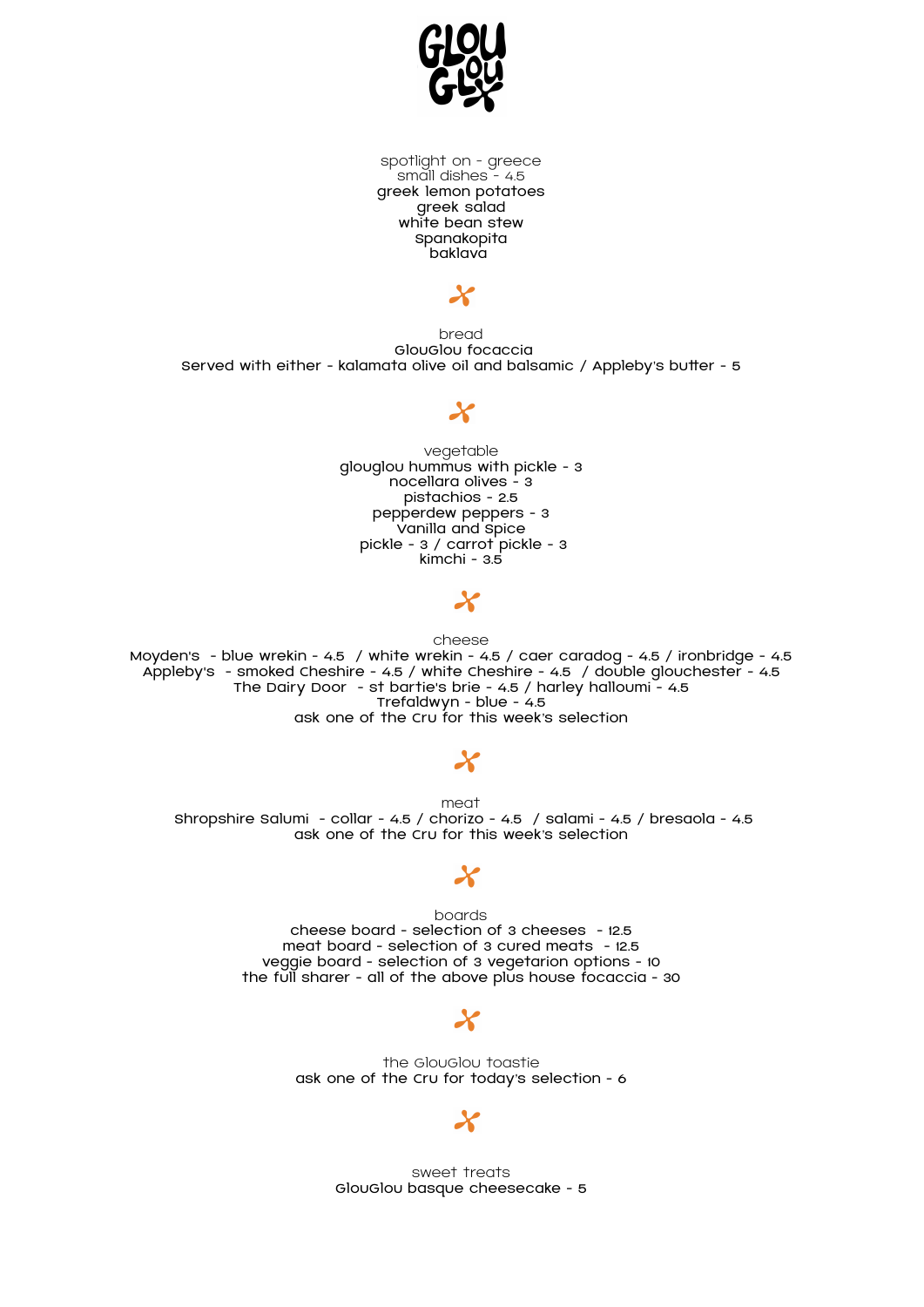# GLOU GLOU

## spotlight on - greece

small dishes - 4.5

greek lemon potatoes

greek salad

white bean stew

spanakopita

baklava

## bread

GlouGlou focaccia

served with either - kalamata olive oil and balsamic / Appleby's butter - 5

## vegetable

glouglou hummus with pickle - 3

nocellara olives - 3

pistachios - 2.5

pepperdew peppers - 3

vanilla and spice pickle - 3 / carrot pickle - 3

kimchi - 3.5

## cheese

Moyden's - blue wrekin - 4.5 / white wrekin - 4.5 / caer caradog - 4.5 / ironbridge - 4.5

Appleby's - smoked Cheshire - 4.5 / white Cheshire - 4.5 / double glouchester - 4.5

The Dairy Door - st bartie's brie - 4.5 / harley halloumi - 4.5

Trefaldwyn - blue - 4.5

ask one of the cru for this week's selection

## meat

Shropshire Salumi - collar - 4.5 / chorizo - 4.5 / salami - 4.5 / bresaola - 4.5

ask one of the cru for this week's selection

## boards

cheese board - selection of 3 cheeses - 12.5

meat board - selection of 3 cured meats - 12.5

veggie board - selection of 3 vegetarion options - 10

the full sharer - all of the above plus house focaccia - 30

## the GlouGlou toastie

ask one of the cru for today's selection - 6

## sweet treats

GlouGlou basque cheesecake - 5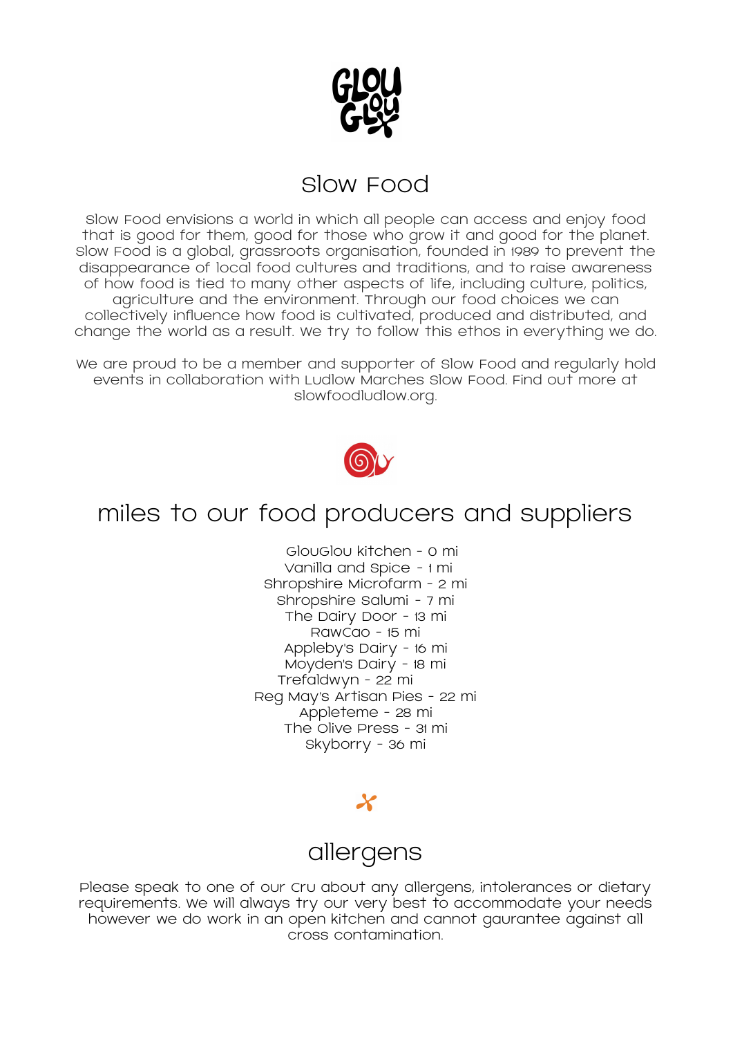# Slow Food

Slow Food envisions a world in which all people can access and enjoy food that is good for them, good for those who grow it and good for the planet. Slow Food is a global, grassroots organisation, founded in 1989 to prevent the disappearance of local food cultures and traditions, and to raise awareness of how food is tied to many other aspects of life, including culture, politics, agriculture and the environment. Through our food choices we can collectively influence how food is cultivated, produced and distributed, and change the world as a result. We try to follow this ethos in everything we do.

We are proud to be a member and supporter of Slow Food and regularly hold events in collaboration with Ludlow Marches Slow Food. Find out more at slowfoodludlow.org.

## miles to our food producers and suppliers

GlouGlou kitchen - 0 mi
Vanilla and Spice - 1 mi
Shropshire Microfarm - 2 mi
Shropshire Salumi - 7 mi
The Dairy Door - 13 mi
RawCao - 15 mi
Appleby's Dairy - 16 mi
Moyden's Dairy - 18 mi
Trefaldwyn - 22 mi
Reg May's Artisan Pies - 22 mi
Appleteme - 28 mi
The Olive Press - 31 mi
Skyborry - 36 mi

## allergens

Please speak to one of our Cru about any allergens, intolerances or dietary requirements. We will always try our very best to accommodate your needs however we do work in an open kitchen and cannot gaurantee against all cross contamination.